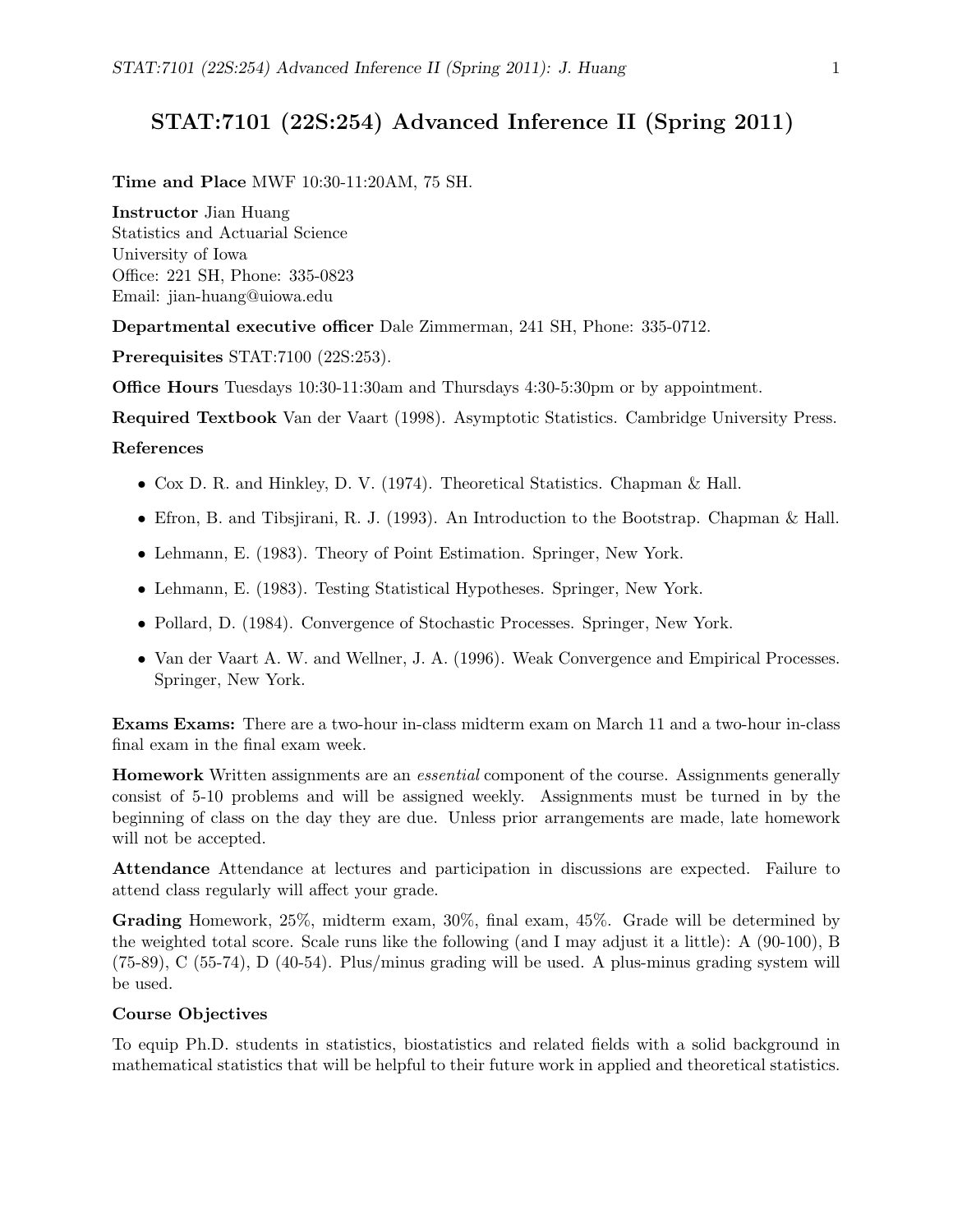# STAT:7101 (22S:254) Advanced Inference II (Spring 2011)

**Time and Place** MWF 10:30-11:20AM, 75 SH.

**Instructor** Jian Huang
Statistics and Actuarial Science
University of Iowa
Office: 221 SH, Phone: 335-0823
Email: jian-huang@uiowa.edu

**Departmental executive officer** Dale Zimmerman, 241 SH, Phone: 335-0712.

**Prerequisites** STAT:7100 (22S:253).

**Office Hours** Tuesdays 10:30-11:30am and Thursdays 4:30-5:30pm or by appointment.

**Required Textbook** Van der Vaart (1998). Asymptotic Statistics. Cambridge University Press.

**References**

- Cox D. R. and Hinkley, D. V. (1974). Theoretical Statistics. Chapman & Hall.
- Efron, B. and Tibsjirani, R. J. (1993). An Introduction to the Bootstrap. Chapman & Hall.
- Lehmann, E. (1983). Theory of Point Estimation. Springer, New York.
- Lehmann, E. (1983). Testing Statistical Hypotheses. Springer, New York.
- Pollard, D. (1984). Convergence of Stochastic Processes. Springer, New York.
- Van der Vaart A. W. and Wellner, J. A. (1996). Weak Convergence and Empirical Processes. Springer, New York.

**Exams Exams:** There are a two-hour in-class midterm exam on March 11 and a two-hour in-class final exam in the final exam week.

**Homework** Written assignments are an *essential* component of the course. Assignments generally consist of 5-10 problems and will be assigned weekly. Assignments must be turned in by the beginning of class on the day they are due. Unless prior arrangements are made, late homework will not be accepted.

**Attendance** Attendance at lectures and participation in discussions are expected. Failure to attend class regularly will affect your grade.

**Grading** Homework, 25%, midterm exam, 30%, final exam, 45%. Grade will be determined by the weighted total score. Scale runs like the following (and I may adjust it a little): A (90-100), B (75-89), C (55-74), D (40-54). Plus/minus grading will be used. A plus-minus grading system will be used.

**Course Objectives**

To equip Ph.D. students in statistics, biostatistics and related fields with a solid background in mathematical statistics that will be helpful to their future work in applied and theoretical statistics.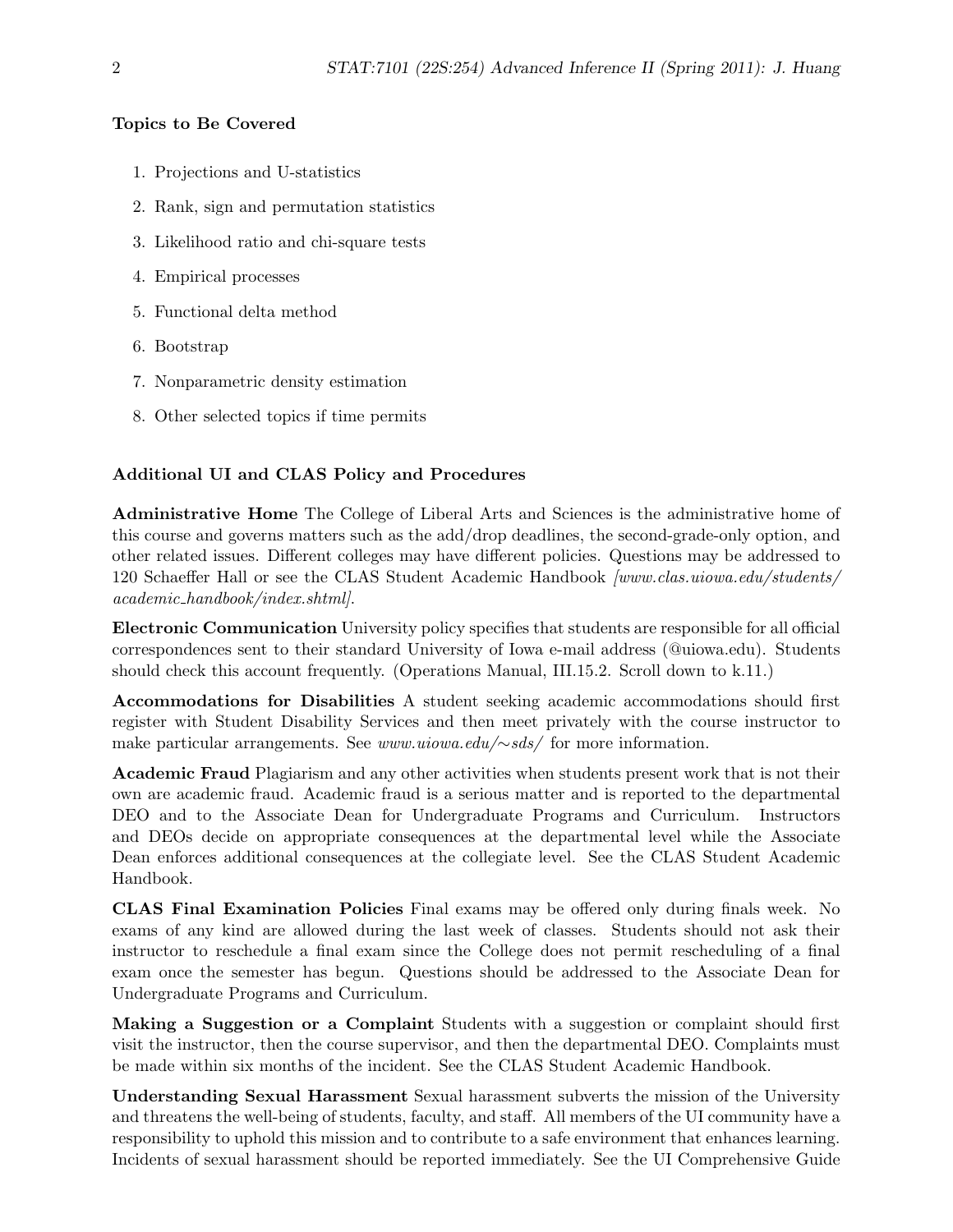### Topics to Be Covered

1. Projections and U-statistics
2. Rank, sign and permutation statistics
3. Likelihood ratio and chi-square tests
4. Empirical processes
5. Functional delta method
6. Bootstrap
7. Nonparametric density estimation
8. Other selected topics if time permits

### Additional UI and CLAS Policy and Procedures

**Administrative Home** The College of Liberal Arts and Sciences is the administrative home of this course and governs matters such as the add/drop deadlines, the second-grade-only option, and other related issues. Different colleges may have different policies. Questions may be addressed to 120 Schaeffer Hall or see the CLAS Student Academic Handbook *[www.clas.uiowa.edu/students/academic_handbook/index.shtml]*.

**Electronic Communication** University policy specifies that students are responsible for all official correspondences sent to their standard University of Iowa e-mail address (@uiowa.edu). Students should check this account frequently. (Operations Manual, III.15.2. Scroll down to k.11.)

**Accommodations for Disabilities** A student seeking academic accommodations should first register with Student Disability Services and then meet privately with the course instructor to make particular arrangements. See *www.uiowa.edu/∼sds/* for more information.

**Academic Fraud** Plagiarism and any other activities when students present work that is not their own are academic fraud. Academic fraud is a serious matter and is reported to the departmental DEO and to the Associate Dean for Undergraduate Programs and Curriculum. Instructors and DEOs decide on appropriate consequences at the departmental level while the Associate Dean enforces additional consequences at the collegiate level. See the CLAS Student Academic Handbook.

**CLAS Final Examination Policies** Final exams may be offered only during finals week. No exams of any kind are allowed during the last week of classes. Students should not ask their instructor to reschedule a final exam since the College does not permit rescheduling of a final exam once the semester has begun. Questions should be addressed to the Associate Dean for Undergraduate Programs and Curriculum.

**Making a Suggestion or a Complaint** Students with a suggestion or complaint should first visit the instructor, then the course supervisor, and then the departmental DEO. Complaints must be made within six months of the incident. See the CLAS Student Academic Handbook.

**Understanding Sexual Harassment** Sexual harassment subverts the mission of the University and threatens the well-being of students, faculty, and staff. All members of the UI community have a responsibility to uphold this mission and to contribute to a safe environment that enhances learning. Incidents of sexual harassment should be reported immediately. See the UI Comprehensive Guide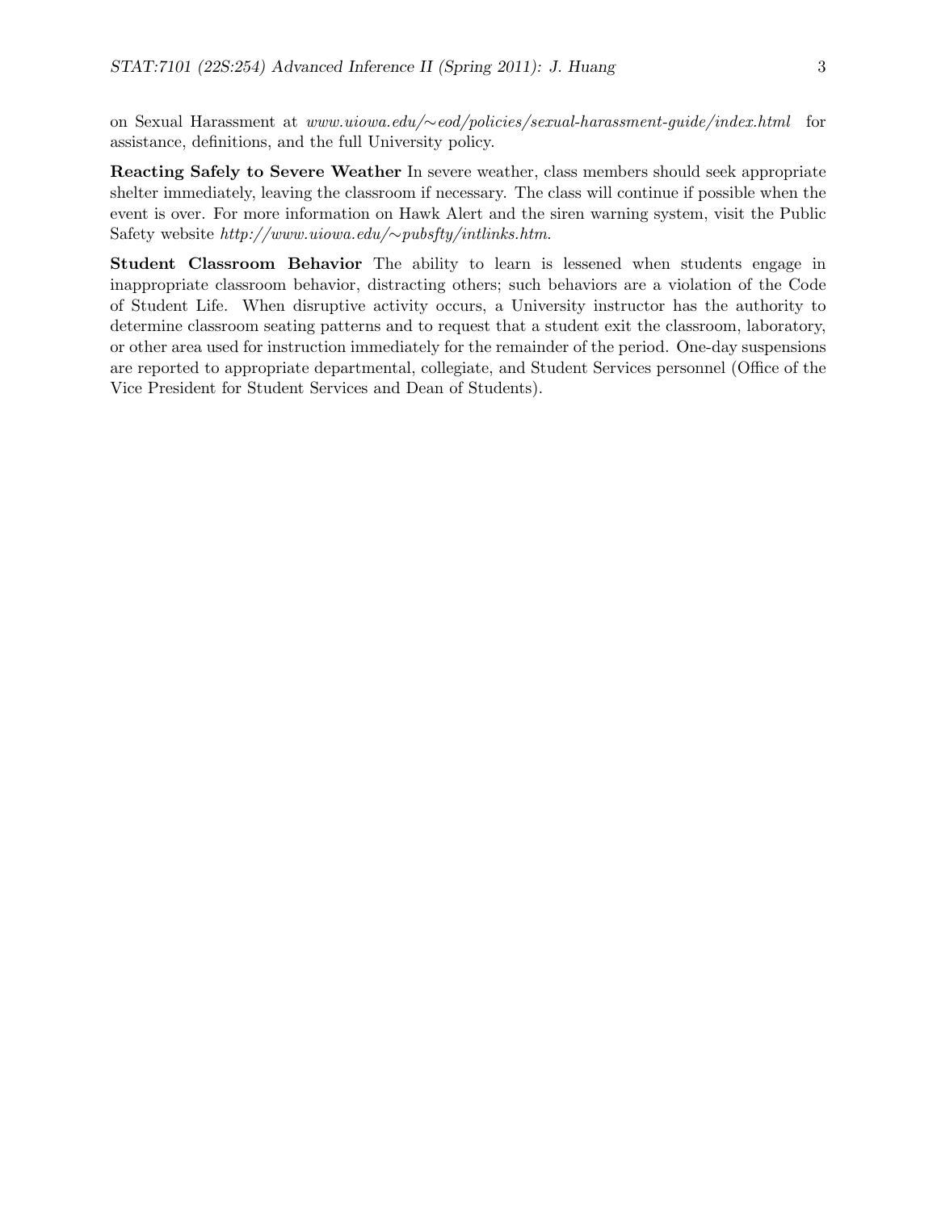on Sexual Harassment at *www.uiowa.edu/∼eod/policies/sexual-harassment-guide/index.html* for assistance, definitions, and the full University policy.

**Reacting Safely to Severe Weather** In severe weather, class members should seek appropriate shelter immediately, leaving the classroom if necessary. The class will continue if possible when the event is over. For more information on Hawk Alert and the siren warning system, visit the Public Safety website *http://www.uiowa.edu/∼pubsfty/intlinks.htm*.

**Student Classroom Behavior** The ability to learn is lessened when students engage in inappropriate classroom behavior, distracting others; such behaviors are a violation of the Code of Student Life. When disruptive activity occurs, a University instructor has the authority to determine classroom seating patterns and to request that a student exit the classroom, laboratory, or other area used for instruction immediately for the remainder of the period. One-day suspensions are reported to appropriate departmental, collegiate, and Student Services personnel (Office of the Vice President for Student Services and Dean of Students).